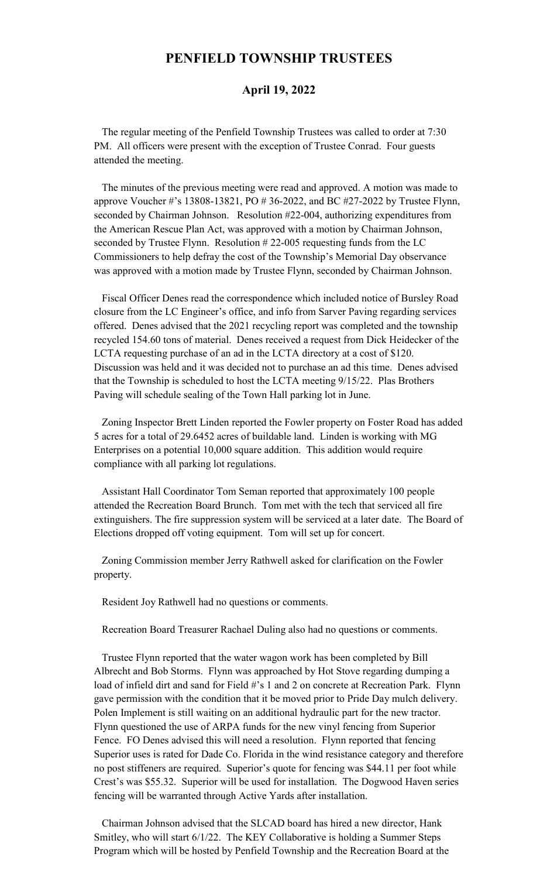# PENFIELD TOWNSHIP TRUSTEES

## April 19, 2022

The regular meeting of the Penfield Township Trustees was called to order at 7:30 PM. All officers were present with the exception of Trustee Conrad. Four guests attended the meeting.

The minutes of the previous meeting were read and approved. A motion was made to approve Voucher #'s 13808-13821, PO # 36-2022, and BC #27-2022 by Trustee Flynn, seconded by Chairman Johnson. Resolution #22-004, authorizing expenditures from the American Rescue Plan Act, was approved with a motion by Chairman Johnson, seconded by Trustee Flynn. Resolution # 22-005 requesting funds from the LC Commissioners to help defray the cost of the Township's Memorial Day observance was approved with a motion made by Trustee Flynn, seconded by Chairman Johnson.

Fiscal Officer Denes read the correspondence which included notice of Bursley Road closure from the LC Engineer's office, and info from Sarver Paving regarding services offered. Denes advised that the 2021 recycling report was completed and the township recycled 154.60 tons of material. Denes received a request from Dick Heidecker of the LCTA requesting purchase of an ad in the LCTA directory at a cost of $120. Discussion was held and it was decided not to purchase an ad this time. Denes advised that the Township is scheduled to host the LCTA meeting 9/15/22. Plas Brothers Paving will schedule sealing of the Town Hall parking lot in June.

Zoning Inspector Brett Linden reported the Fowler property on Foster Road has added 5 acres for a total of 29.6452 acres of buildable land. Linden is working with MG Enterprises on a potential 10,000 square addition. This addition would require compliance with all parking lot regulations.

Assistant Hall Coordinator Tom Seman reported that approximately 100 people attended the Recreation Board Brunch. Tom met with the tech that serviced all fire extinguishers. The fire suppression system will be serviced at a later date. The Board of Elections dropped off voting equipment. Tom will set up for concert.

Zoning Commission member Jerry Rathwell asked for clarification on the Fowler property.

Resident Joy Rathwell had no questions or comments.

Recreation Board Treasurer Rachael Duling also had no questions or comments.

Trustee Flynn reported that the water wagon work has been completed by Bill Albrecht and Bob Storms. Flynn was approached by Hot Stove regarding dumping a load of infield dirt and sand for Field #'s 1 and 2 on concrete at Recreation Park. Flynn gave permission with the condition that it be moved prior to Pride Day mulch delivery. Polen Implement is still waiting on an additional hydraulic part for the new tractor. Flynn questioned the use of ARPA funds for the new vinyl fencing from Superior Fence. FO Denes advised this will need a resolution. Flynn reported that fencing Superior uses is rated for Dade Co. Florida in the wind resistance category and therefore no post stiffeners are required. Superior's quote for fencing was $44.11 per foot while Crest's was $55.32. Superior will be used for installation. The Dogwood Haven series fencing will be warranted through Active Yards after installation.

Chairman Johnson advised that the SLCAD board has hired a new director, Hank Smitley, who will start 6/1/22. The KEY Collaborative is holding a Summer Steps Program which will be hosted by Penfield Township and the Recreation Board at the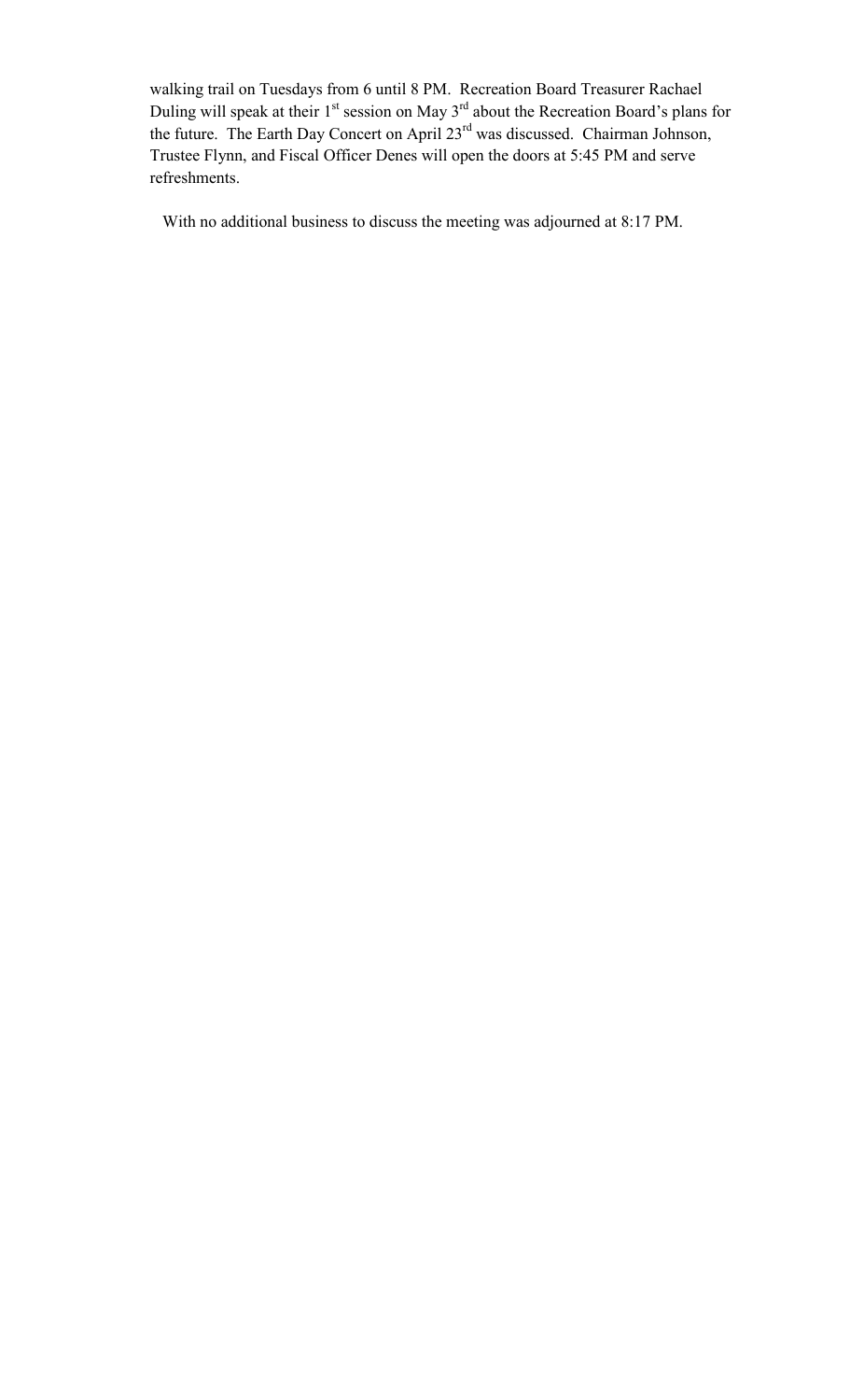walking trail on Tuesdays from 6 until 8 PM. Recreation Board Treasurer Rachael Duling will speak at their 1st session on May 3rd about the Recreation Board's plans for the future. The Earth Day Concert on April 23rd was discussed. Chairman Johnson, Trustee Flynn, and Fiscal Officer Denes will open the doors at 5:45 PM and serve refreshments.

With no additional business to discuss the meeting was adjourned at 8:17 PM.